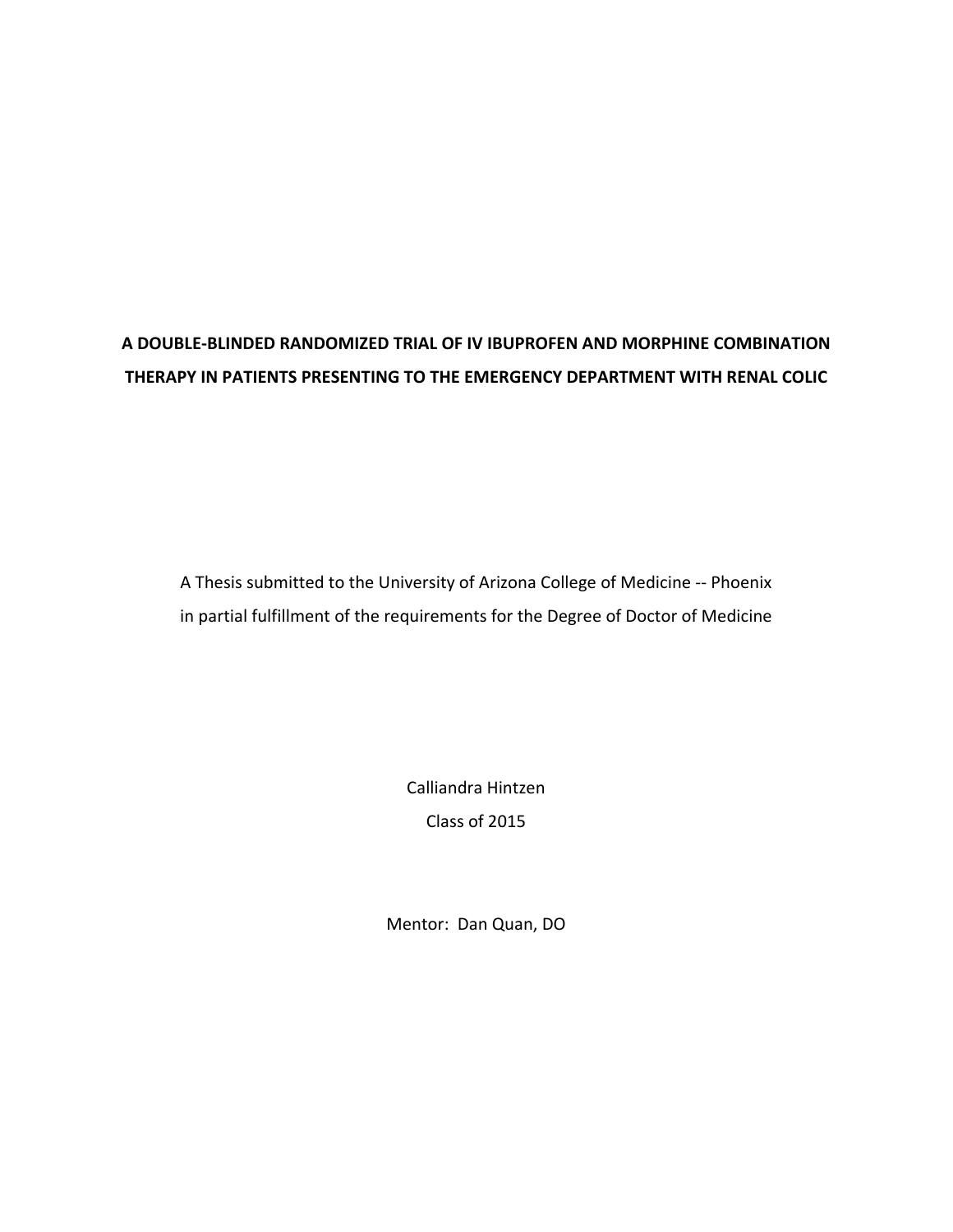# A DOUBLE-BLINDED RANDOMIZED TRIAL OF IV IBUPROFEN AND MORPHINE COMBINATION THERAPY IN PATIENTS PRESENTING TO THE EMERGENCY DEPARTMENT WITH RENAL COLIC

A Thesis submitted to the University of Arizona College of Medicine -- Phoenix
in partial fulfillment of the requirements for the Degree of Doctor of Medicine

Calliandra Hintzen
Class of 2015

Mentor: Dan Quan, DO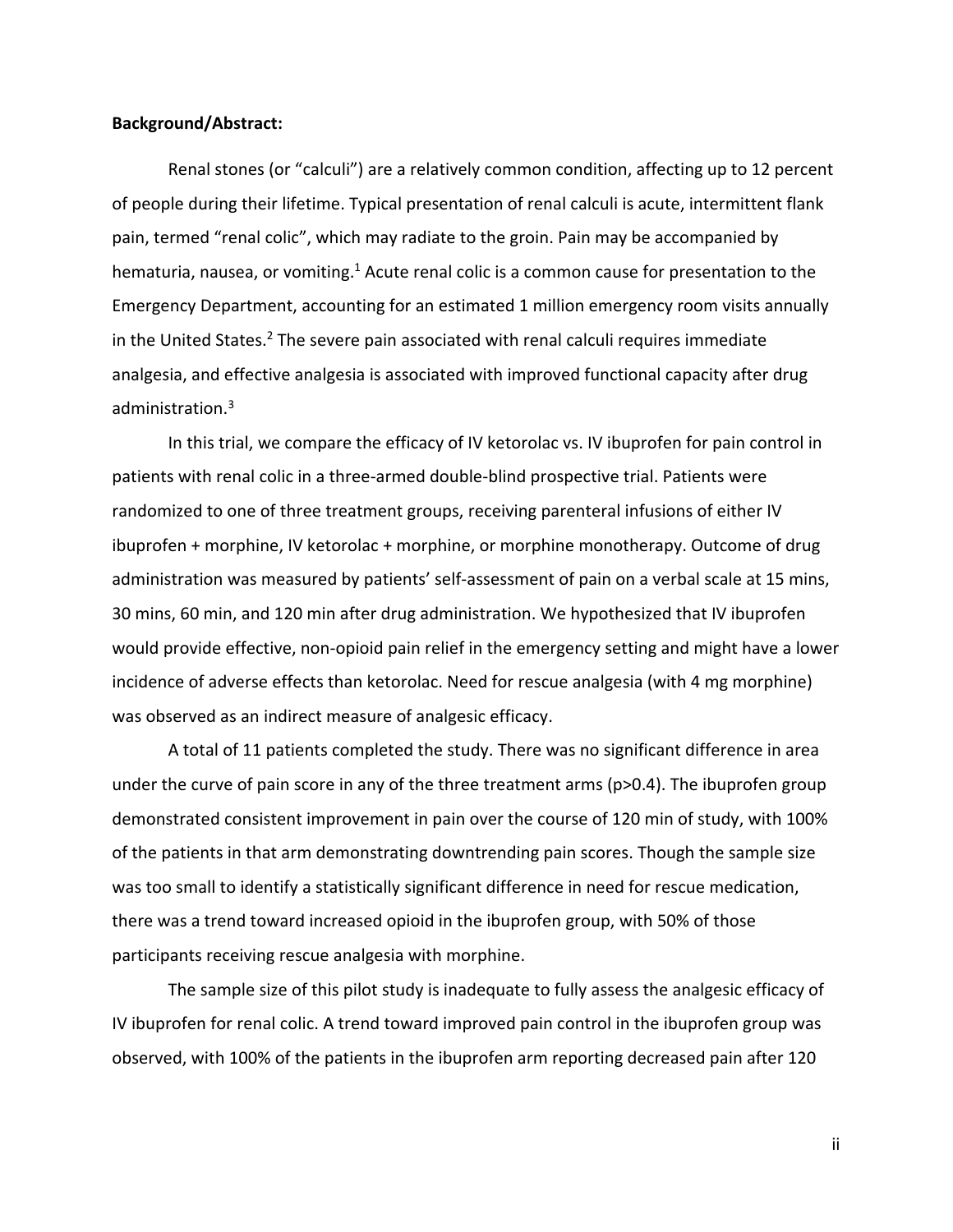**Background/Abstract:**

Renal stones (or "calculi") are a relatively common condition, affecting up to 12 percent of people during their lifetime. Typical presentation of renal calculi is acute, intermittent flank pain, termed "renal colic", which may radiate to the groin. Pain may be accompanied by hematuria, nausea, or vomiting.[1] Acute renal colic is a common cause for presentation to the Emergency Department, accounting for an estimated 1 million emergency room visits annually in the United States.[2] The severe pain associated with renal calculi requires immediate analgesia, and effective analgesia is associated with improved functional capacity after drug administration.[3]

In this trial, we compare the efficacy of IV ketorolac vs. IV ibuprofen for pain control in patients with renal colic in a three-armed double-blind prospective trial. Patients were randomized to one of three treatment groups, receiving parenteral infusions of either IV ibuprofen + morphine, IV ketorolac + morphine, or morphine monotherapy. Outcome of drug administration was measured by patients' self-assessment of pain on a verbal scale at 15 mins, 30 mins, 60 min, and 120 min after drug administration. We hypothesized that IV ibuprofen would provide effective, non-opioid pain relief in the emergency setting and might have a lower incidence of adverse effects than ketorolac. Need for rescue analgesia (with 4 mg morphine) was observed as an indirect measure of analgesic efficacy.

A total of 11 patients completed the study. There was no significant difference in area under the curve of pain score in any of the three treatment arms ($p>0.4$). The ibuprofen group demonstrated consistent improvement in pain over the course of 120 min of study, with 100% of the patients in that arm demonstrating downtrending pain scores. Though the sample size was too small to identify a statistically significant difference in need for rescue medication, there was a trend toward increased opioid in the ibuprofen group, with 50% of those participants receiving rescue analgesia with morphine.

The sample size of this pilot study is inadequate to fully assess the analgesic efficacy of IV ibuprofen for renal colic. A trend toward improved pain control in the ibuprofen group was observed, with 100% of the patients in the ibuprofen arm reporting decreased pain after 120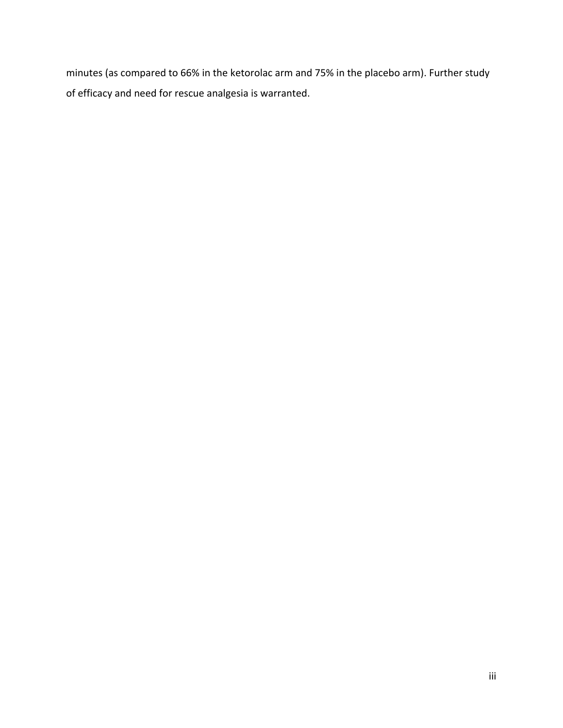minutes (as compared to 66% in the ketorolac arm and 75% in the placebo arm). Further study of efficacy and need for rescue analgesia is warranted.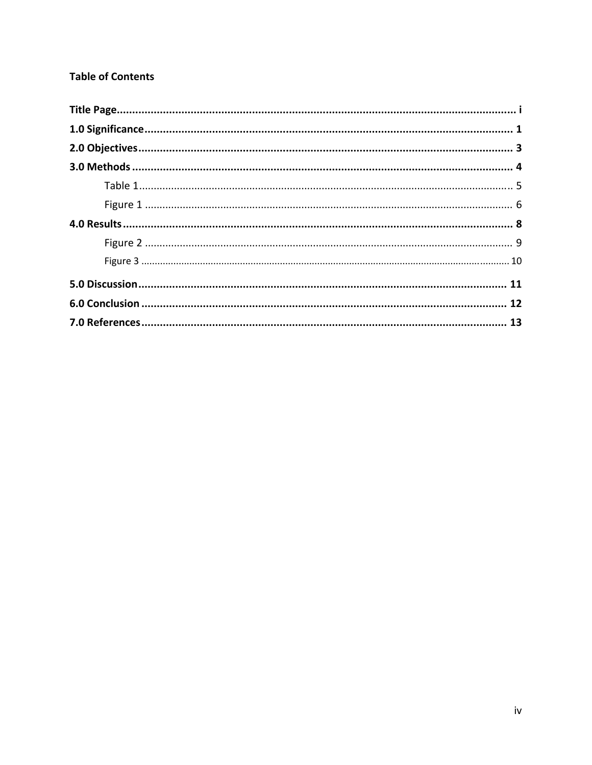**Table of Contents**

**Title Page** .......... **i**

**1.0 Significance** .......... **1**

**2.0 Objectives** .......... **3**

**3.0 Methods** .......... **4**

- Table 1 .......... 5
- Figure 1 .......... 6

**4.0 Results** .......... **8**

- Figure 2 .......... 9
- Figure 3 .......... 10

**5.0 Discussion** .......... **11**

**6.0 Conclusion** .......... **12**

**7.0 References** .......... **13**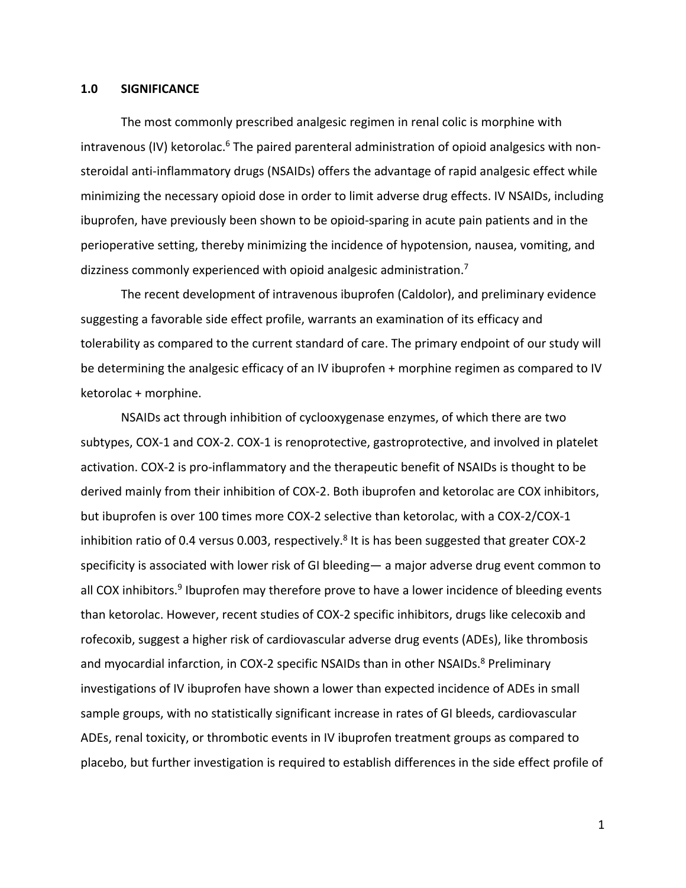## 1.0 SIGNIFICANCE

The most commonly prescribed analgesic regimen in renal colic is morphine with intravenous (IV) ketorolac.[6] The paired parenteral administration of opioid analgesics with non-steroidal anti-inflammatory drugs (NSAIDs) offers the advantage of rapid analgesic effect while minimizing the necessary opioid dose in order to limit adverse drug effects. IV NSAIDs, including ibuprofen, have previously been shown to be opioid-sparing in acute pain patients and in the perioperative setting, thereby minimizing the incidence of hypotension, nausea, vomiting, and dizziness commonly experienced with opioid analgesic administration.[7]

The recent development of intravenous ibuprofen (Caldolor), and preliminary evidence suggesting a favorable side effect profile, warrants an examination of its efficacy and tolerability as compared to the current standard of care. The primary endpoint of our study will be determining the analgesic efficacy of an IV ibuprofen + morphine regimen as compared to IV ketorolac + morphine.

NSAIDs act through inhibition of cyclooxygenase enzymes, of which there are two subtypes, COX-1 and COX-2. COX-1 is renoprotective, gastroprotective, and involved in platelet activation. COX-2 is pro-inflammatory and the therapeutic benefit of NSAIDs is thought to be derived mainly from their inhibition of COX-2. Both ibuprofen and ketorolac are COX inhibitors, but ibuprofen is over 100 times more COX-2 selective than ketorolac, with a COX-2/COX-1 inhibition ratio of 0.4 versus 0.003, respectively.[8] It is has been suggested that greater COX-2 specificity is associated with lower risk of GI bleeding— a major adverse drug event common to all COX inhibitors.[9] Ibuprofen may therefore prove to have a lower incidence of bleeding events than ketorolac. However, recent studies of COX-2 specific inhibitors, drugs like celecoxib and rofecoxib, suggest a higher risk of cardiovascular adverse drug events (ADEs), like thrombosis and myocardial infarction, in COX-2 specific NSAIDs than in other NSAIDs.[8] Preliminary investigations of IV ibuprofen have shown a lower than expected incidence of ADEs in small sample groups, with no statistically significant increase in rates of GI bleeds, cardiovascular ADEs, renal toxicity, or thrombotic events in IV ibuprofen treatment groups as compared to placebo, but further investigation is required to establish differences in the side effect profile of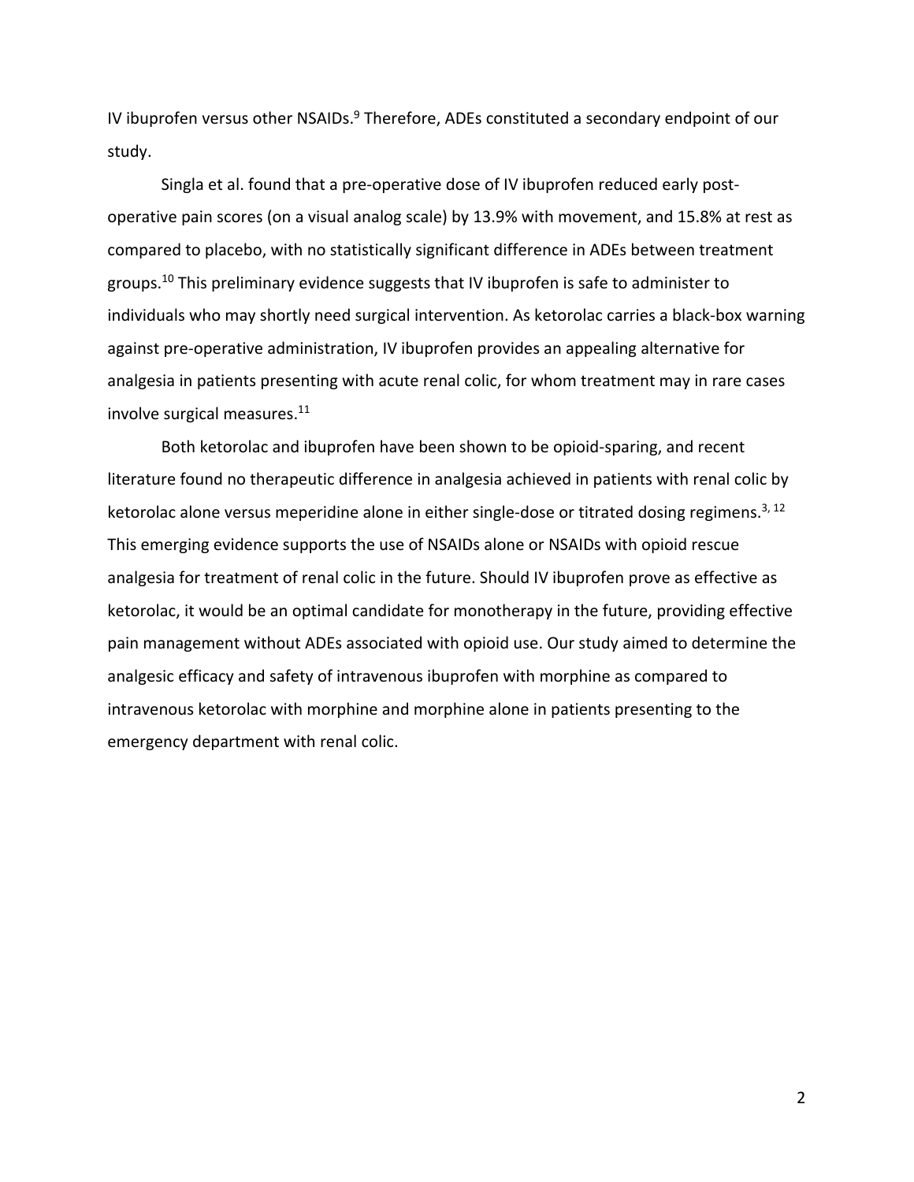IV ibuprofen versus other NSAIDs.[9] Therefore, ADEs constituted a secondary endpoint of our study.

Singla et al. found that a pre-operative dose of IV ibuprofen reduced early post-operative pain scores (on a visual analog scale) by 13.9% with movement, and 15.8% at rest as compared to placebo, with no statistically significant difference in ADEs between treatment groups.[10] This preliminary evidence suggests that IV ibuprofen is safe to administer to individuals who may shortly need surgical intervention. As ketorolac carries a black-box warning against pre-operative administration, IV ibuprofen provides an appealing alternative for analgesia in patients presenting with acute renal colic, for whom treatment may in rare cases involve surgical measures.[11]

Both ketorolac and ibuprofen have been shown to be opioid-sparing, and recent literature found no therapeutic difference in analgesia achieved in patients with renal colic by ketorolac alone versus meperidine alone in either single-dose or titrated dosing regimens.[3, 12] This emerging evidence supports the use of NSAIDs alone or NSAIDs with opioid rescue analgesia for treatment of renal colic in the future. Should IV ibuprofen prove as effective as ketorolac, it would be an optimal candidate for monotherapy in the future, providing effective pain management without ADEs associated with opioid use. Our study aimed to determine the analgesic efficacy and safety of intravenous ibuprofen with morphine as compared to intravenous ketorolac with morphine and morphine alone in patients presenting to the emergency department with renal colic.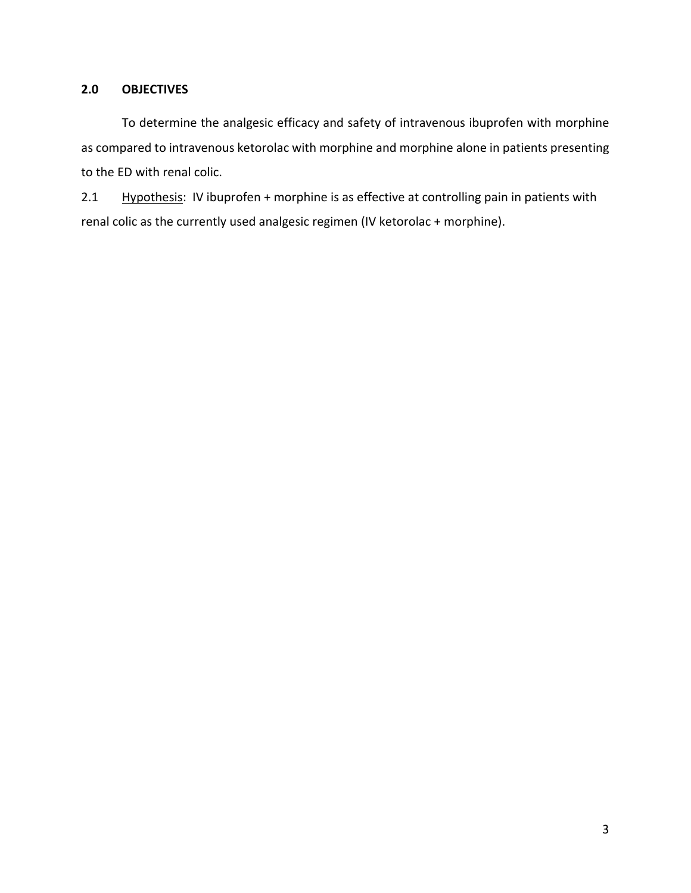## 2.0 OBJECTIVES

To determine the analgesic efficacy and safety of intravenous ibuprofen with morphine as compared to intravenous ketorolac with morphine and morphine alone in patients presenting to the ED with renal colic.

2.1 Hypothesis: IV ibuprofen + morphine is as effective at controlling pain in patients with renal colic as the currently used analgesic regimen (IV ketorolac + morphine).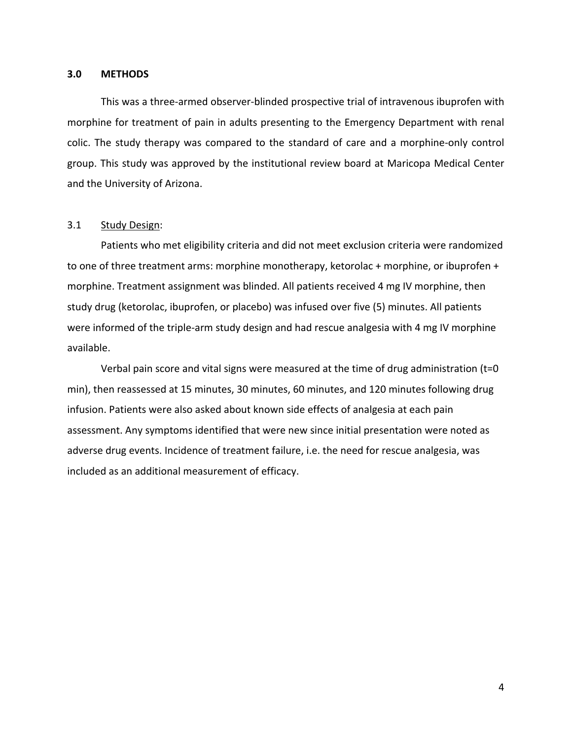## 3.0 METHODS

This was a three-armed observer-blinded prospective trial of intravenous ibuprofen with morphine for treatment of pain in adults presenting to the Emergency Department with renal colic. The study therapy was compared to the standard of care and a morphine-only control group. This study was approved by the institutional review board at Maricopa Medical Center and the University of Arizona.

### 3.1 Study Design:

Patients who met eligibility criteria and did not meet exclusion criteria were randomized to one of three treatment arms: morphine monotherapy, ketorolac + morphine, or ibuprofen + morphine. Treatment assignment was blinded. All patients received 4 mg IV morphine, then study drug (ketorolac, ibuprofen, or placebo) was infused over five (5) minutes. All patients were informed of the triple-arm study design and had rescue analgesia with 4 mg IV morphine available.

Verbal pain score and vital signs were measured at the time of drug administration (t=0 min), then reassessed at 15 minutes, 30 minutes, 60 minutes, and 120 minutes following drug infusion. Patients were also asked about known side effects of analgesia at each pain assessment. Any symptoms identified that were new since initial presentation were noted as adverse drug events. Incidence of treatment failure, i.e. the need for rescue analgesia, was included as an additional measurement of efficacy.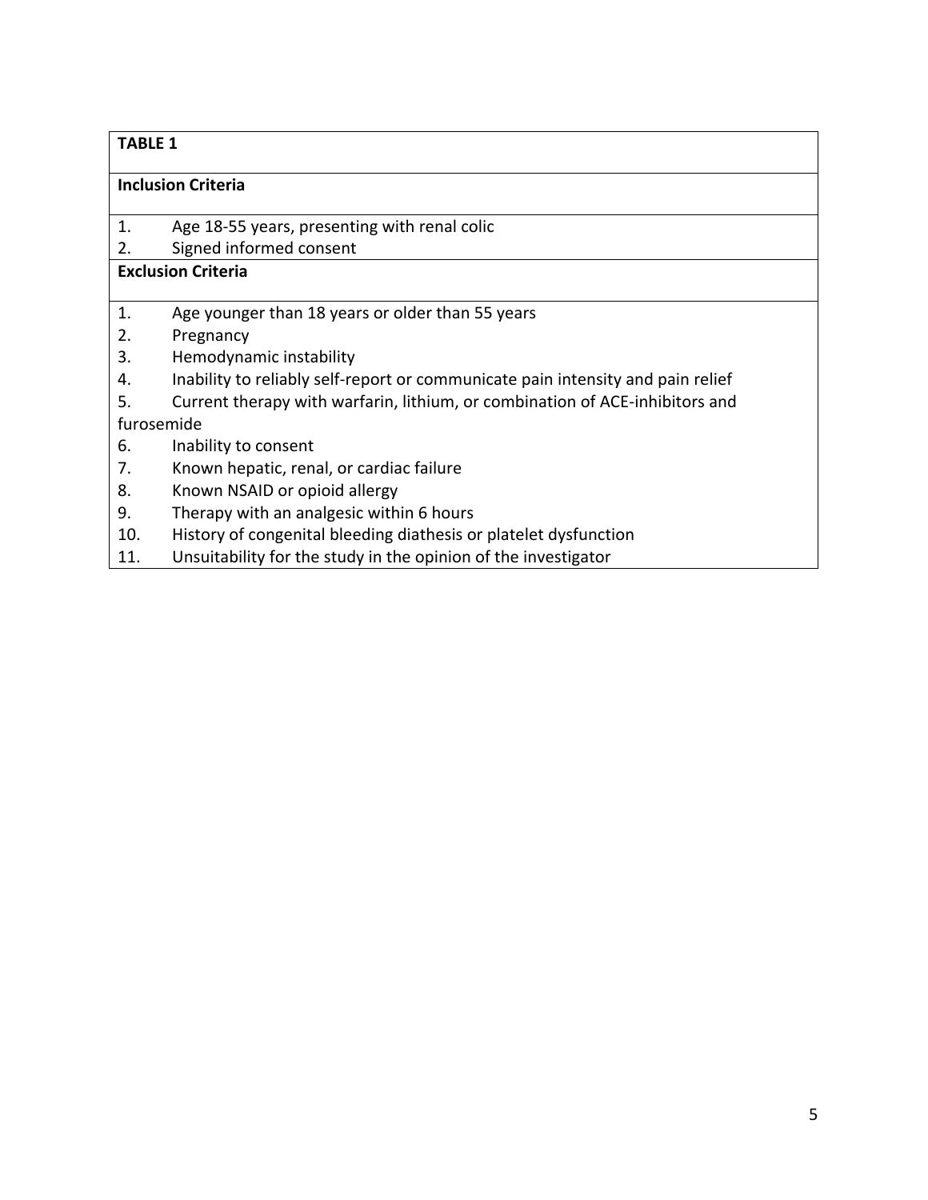**TABLE 1**

**Inclusion Criteria**

1. Age 18-55 years, presenting with renal colic
2. Signed informed consent

**Exclusion Criteria**

1. Age younger than 18 years or older than 55 years
2. Pregnancy
3. Hemodynamic instability
4. Inability to reliably self-report or communicate pain intensity and pain relief
5. Current therapy with warfarin, lithium, or combination of ACE-inhibitors and furosemide
6. Inability to consent
7. Known hepatic, renal, or cardiac failure
8. Known NSAID or opioid allergy
9. Therapy with an analgesic within 6 hours
10. History of congenital bleeding diathesis or platelet dysfunction
11. Unsuitability for the study in the opinion of the investigator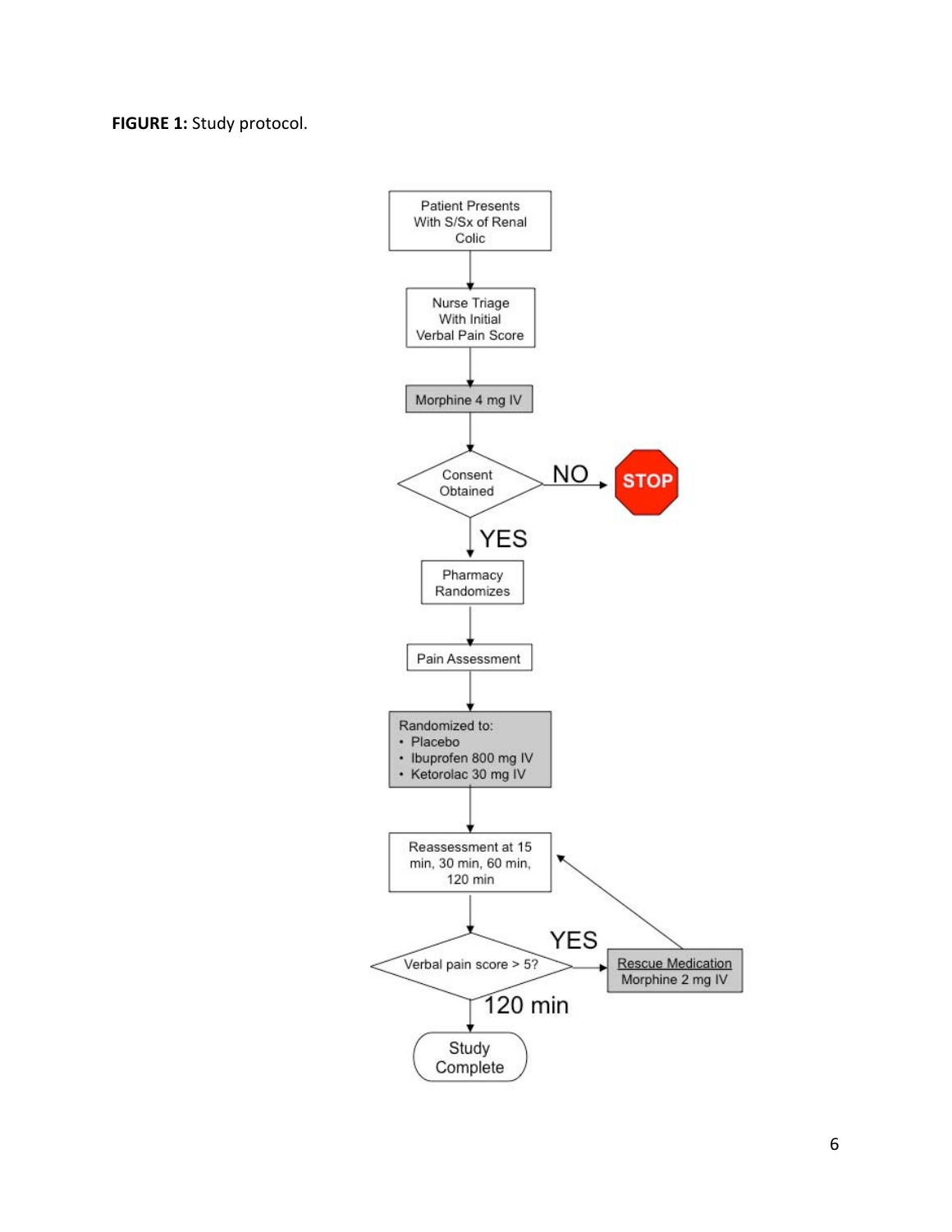**FIGURE 1:** Study protocol.

Patient Presents With S/Sx of Renal Colic

Nurse Triage With Initial Verbal Pain Score

Morphine 4 mg IV

Consent Obtained

NO

STOP

YES

Pharmacy Randomizes

Pain Assessment

Randomized to:
- Placebo
- Ibuprofen 800 mg IV
- Ketorolac 30 mg IV

Reassessment at 15 min, 30 min, 60 min, 120 min

Verbal pain score > 5?

YES

Rescue Medication
Morphine 2 mg IV

120 min

Study Complete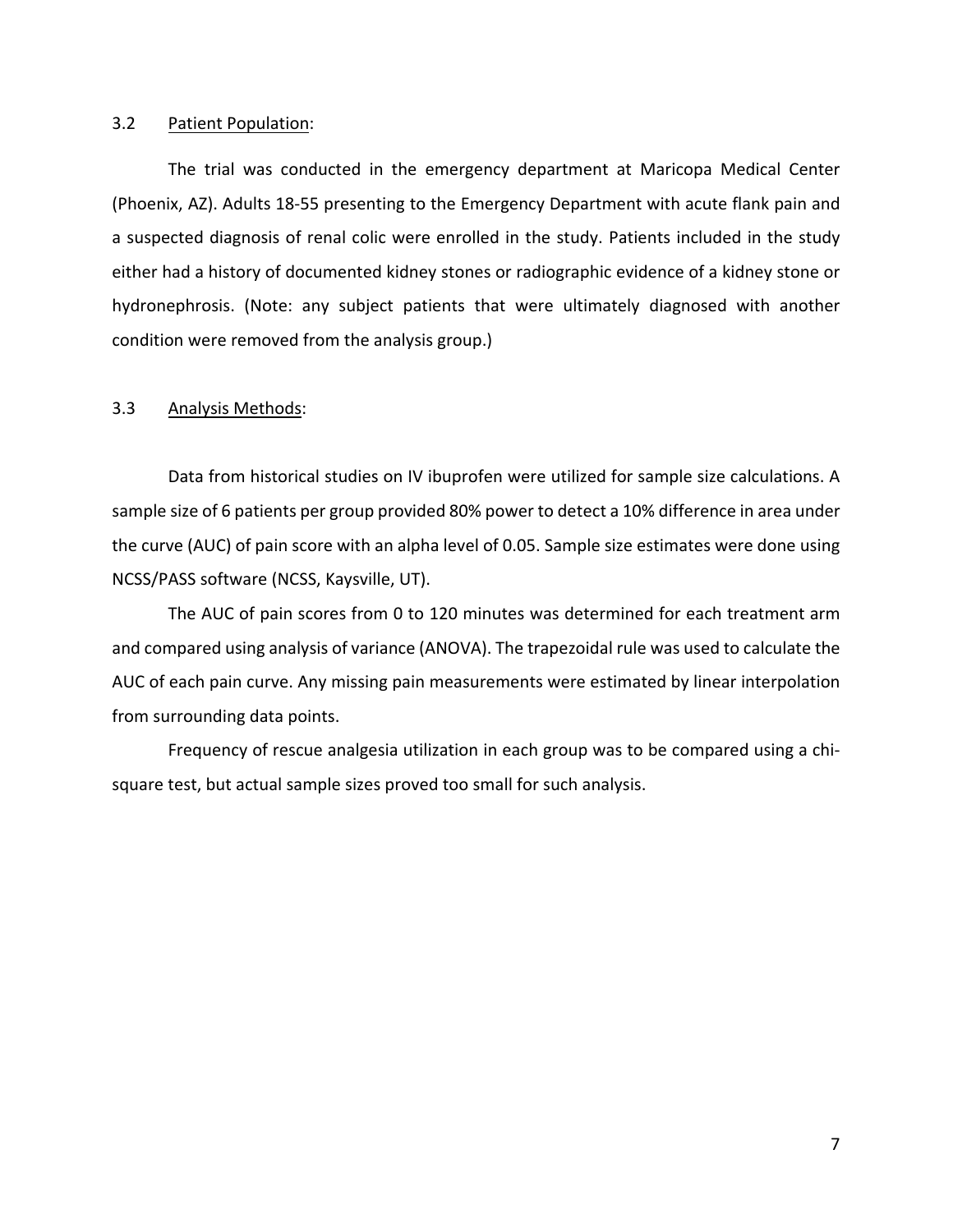### 3.2 Patient Population:

The trial was conducted in the emergency department at Maricopa Medical Center (Phoenix, AZ). Adults 18-55 presenting to the Emergency Department with acute flank pain and a suspected diagnosis of renal colic were enrolled in the study. Patients included in the study either had a history of documented kidney stones or radiographic evidence of a kidney stone or hydronephrosis. (Note: any subject patients that were ultimately diagnosed with another condition were removed from the analysis group.)

### 3.3 Analysis Methods:

Data from historical studies on IV ibuprofen were utilized for sample size calculations. A sample size of 6 patients per group provided 80% power to detect a 10% difference in area under the curve (AUC) of pain score with an alpha level of 0.05. Sample size estimates were done using NCSS/PASS software (NCSS, Kaysville, UT).

The AUC of pain scores from 0 to 120 minutes was determined for each treatment arm and compared using analysis of variance (ANOVA). The trapezoidal rule was used to calculate the AUC of each pain curve. Any missing pain measurements were estimated by linear interpolation from surrounding data points.

Frequency of rescue analgesia utilization in each group was to be compared using a chi-square test, but actual sample sizes proved too small for such analysis.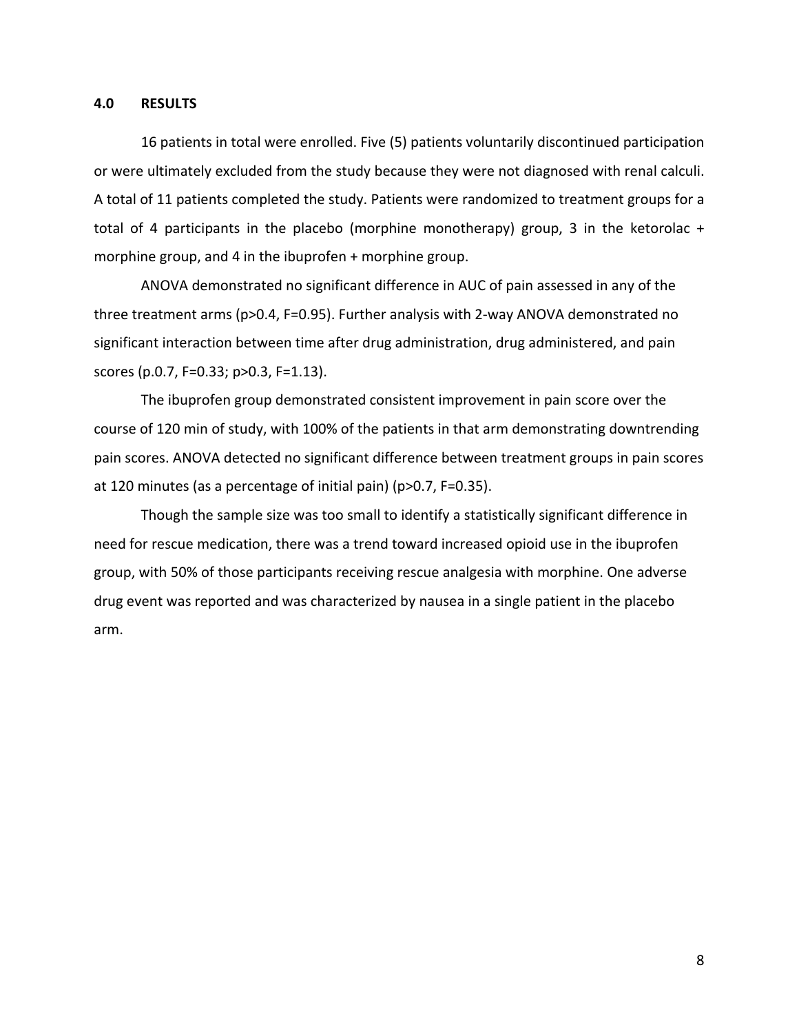## 4.0 RESULTS

16 patients in total were enrolled. Five (5) patients voluntarily discontinued participation or were ultimately excluded from the study because they were not diagnosed with renal calculi. A total of 11 patients completed the study. Patients were randomized to treatment groups for a total of 4 participants in the placebo (morphine monotherapy) group, 3 in the ketorolac + morphine group, and 4 in the ibuprofen + morphine group.

ANOVA demonstrated no significant difference in AUC of pain assessed in any of the three treatment arms ($p>0.4$, $F=0.95$). Further analysis with 2-way ANOVA demonstrated no significant interaction between time after drug administration, drug administered, and pain scores (p.0.7, $F=0.33$; $p>0.3$, $F=1.13$).

The ibuprofen group demonstrated consistent improvement in pain score over the course of 120 min of study, with 100% of the patients in that arm demonstrating downtrending pain scores. ANOVA detected no significant difference between treatment groups in pain scores at 120 minutes (as a percentage of initial pain) ($p>0.7$, $F=0.35$).

Though the sample size was too small to identify a statistically significant difference in need for rescue medication, there was a trend toward increased opioid use in the ibuprofen group, with 50% of those participants receiving rescue analgesia with morphine. One adverse drug event was reported and was characterized by nausea in a single patient in the placebo arm.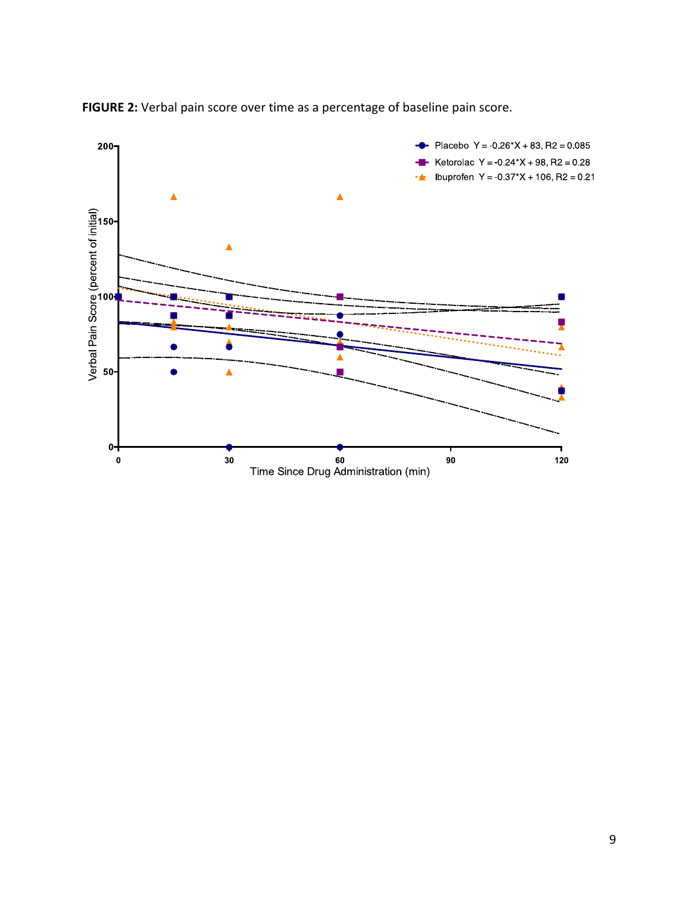**FIGURE 2:** Verbal pain score over time as a percentage of baseline pain score.

Placebo Y = -0.26*X + 83, R2 = 0.085

Ketorolac Y = -0.24*X + 98, R2 = 0.28

Ibuprofen Y = -0.37*X + 106, R2 = 0.21

Verbal Pain Score (percent of initial)

200

150

100

50

0

0

30

60

90

120

Time Since Drug Administration (min)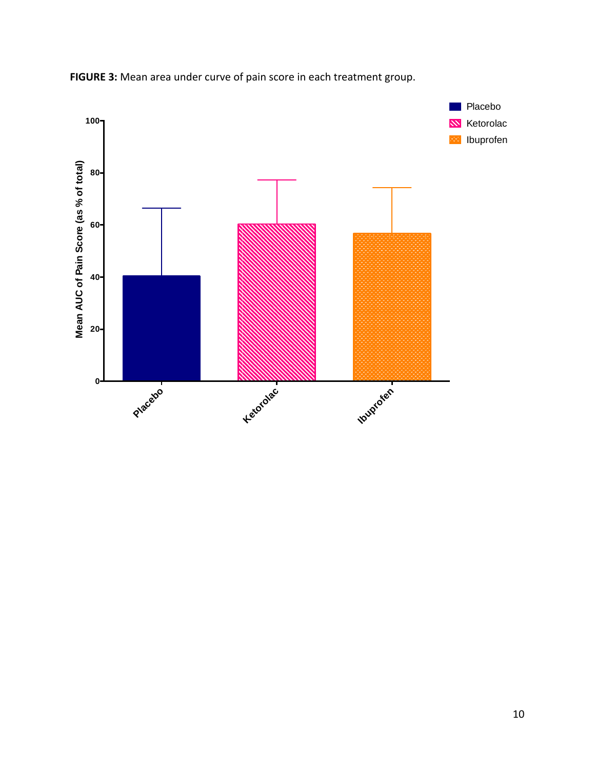**FIGURE 3:** Mean area under curve of pain score in each treatment group.

Placebo
Ketorolac
Ibuprofen

Mean AUC of Pain Score (as % of total)

100
80
60
40
20
0

Placebo
Ketorolac
Ibuprofen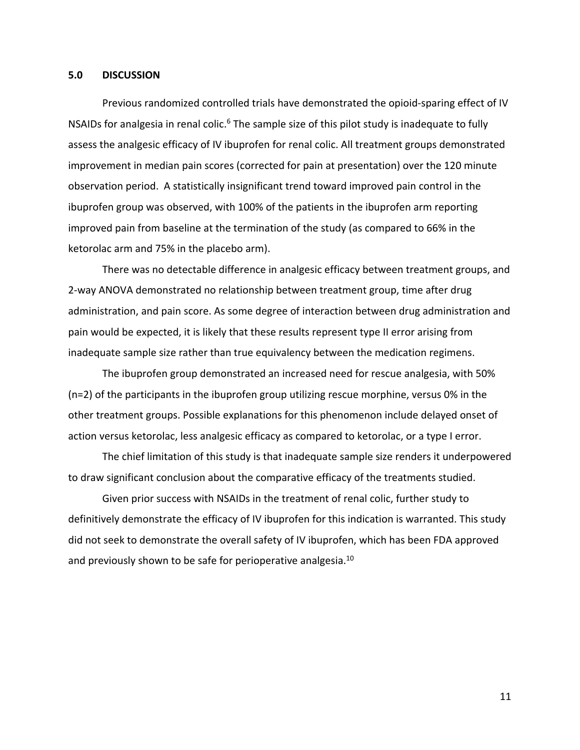## 5.0 DISCUSSION

Previous randomized controlled trials have demonstrated the opioid-sparing effect of IV NSAIDs for analgesia in renal colic.[6] The sample size of this pilot study is inadequate to fully assess the analgesic efficacy of IV ibuprofen for renal colic. All treatment groups demonstrated improvement in median pain scores (corrected for pain at presentation) over the 120 minute observation period. A statistically insignificant trend toward improved pain control in the ibuprofen group was observed, with 100% of the patients in the ibuprofen arm reporting improved pain from baseline at the termination of the study (as compared to 66% in the ketorolac arm and 75% in the placebo arm).

There was no detectable difference in analgesic efficacy between treatment groups, and 2-way ANOVA demonstrated no relationship between treatment group, time after drug administration, and pain score. As some degree of interaction between drug administration and pain would be expected, it is likely that these results represent type II error arising from inadequate sample size rather than true equivalency between the medication regimens.

The ibuprofen group demonstrated an increased need for rescue analgesia, with 50% (n=2) of the participants in the ibuprofen group utilizing rescue morphine, versus 0% in the other treatment groups. Possible explanations for this phenomenon include delayed onset of action versus ketorolac, less analgesic efficacy as compared to ketorolac, or a type I error.

The chief limitation of this study is that inadequate sample size renders it underpowered to draw significant conclusion about the comparative efficacy of the treatments studied.

Given prior success with NSAIDs in the treatment of renal colic, further study to definitively demonstrate the efficacy of IV ibuprofen for this indication is warranted. This study did not seek to demonstrate the overall safety of IV ibuprofen, which has been FDA approved and previously shown to be safe for perioperative analgesia.[10]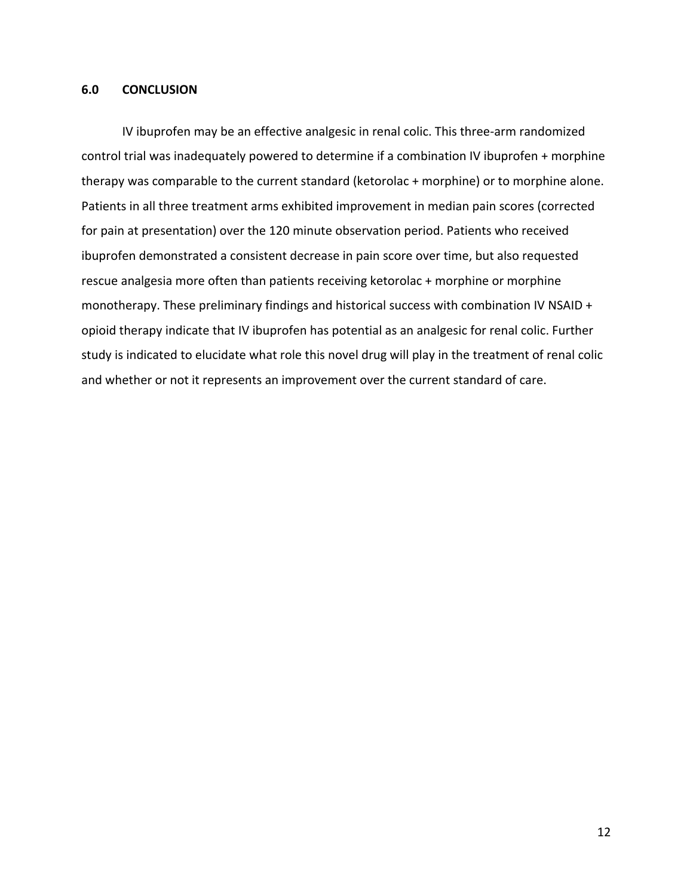## 6.0 CONCLUSION

IV ibuprofen may be an effective analgesic in renal colic. This three-arm randomized control trial was inadequately powered to determine if a combination IV ibuprofen + morphine therapy was comparable to the current standard (ketorolac + morphine) or to morphine alone. Patients in all three treatment arms exhibited improvement in median pain scores (corrected for pain at presentation) over the 120 minute observation period. Patients who received ibuprofen demonstrated a consistent decrease in pain score over time, but also requested rescue analgesia more often than patients receiving ketorolac + morphine or morphine monotherapy. These preliminary findings and historical success with combination IV NSAID + opioid therapy indicate that IV ibuprofen has potential as an analgesic for renal colic. Further study is indicated to elucidate what role this novel drug will play in the treatment of renal colic and whether or not it represents an improvement over the current standard of care.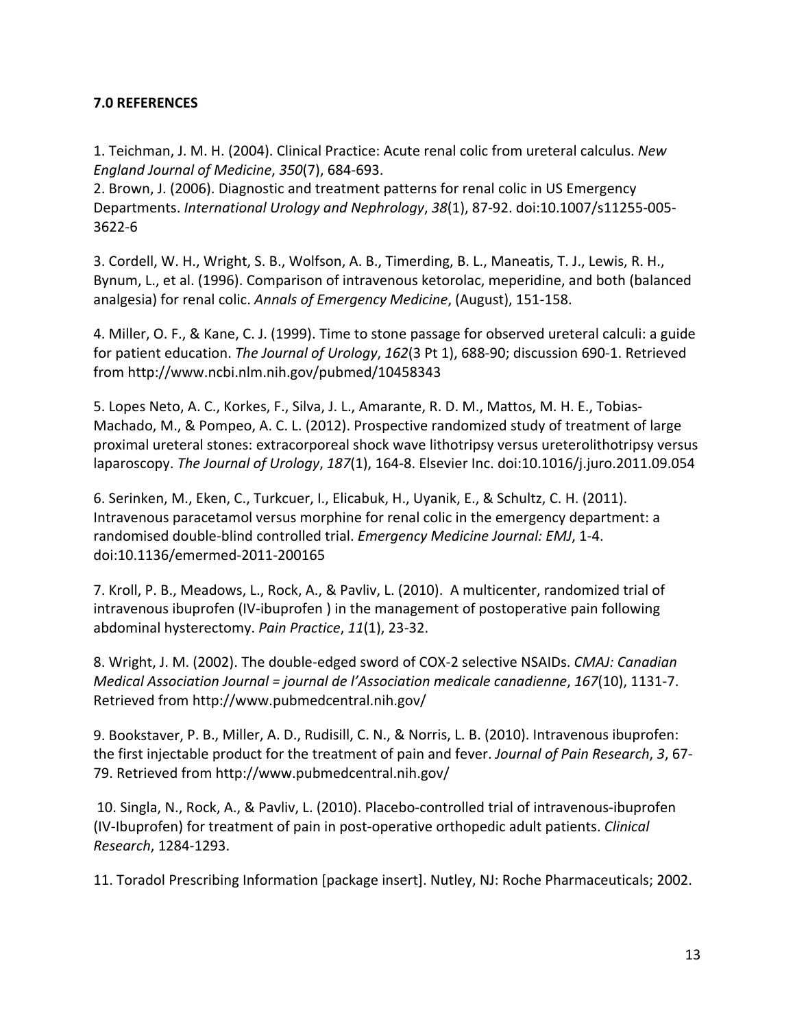**7.0 REFERENCES**

1. Teichman, J. M. H. (2004). Clinical Practice: Acute renal colic from ureteral calculus. *New England Journal of Medicine*, *350*(7), 684-693.
2. Brown, J. (2006). Diagnostic and treatment patterns for renal colic in US Emergency Departments. *International Urology and Nephrology*, *38*(1), 87-92. doi:10.1007/s11255-005-3622-6

3. Cordell, W. H., Wright, S. B., Wolfson, A. B., Timerding, B. L., Maneatis, T. J., Lewis, R. H., Bynum, L., et al. (1996). Comparison of intravenous ketorolac, meperidine, and both (balanced analgesia) for renal colic. *Annals of Emergency Medicine*, (August), 151-158.

4. Miller, O. F., & Kane, C. J. (1999). Time to stone passage for observed ureteral calculi: a guide for patient education. *The Journal of Urology*, *162*(3 Pt 1), 688-90; discussion 690-1. Retrieved from http://www.ncbi.nlm.nih.gov/pubmed/10458343

5. Lopes Neto, A. C., Korkes, F., Silva, J. L., Amarante, R. D. M., Mattos, M. H. E., Tobias-Machado, M., & Pompeo, A. C. L. (2012). Prospective randomized study of treatment of large proximal ureteral stones: extracorporeal shock wave lithotripsy versus ureterolithotripsy versus laparoscopy. *The Journal of Urology*, *187*(1), 164-8. Elsevier Inc. doi:10.1016/j.juro.2011.09.054

6. Serinken, M., Eken, C., Turkcuer, I., Elicabuk, H., Uyanik, E., & Schultz, C. H. (2011). Intravenous paracetamol versus morphine for renal colic in the emergency department: a randomised double-blind controlled trial. *Emergency Medicine Journal: EMJ*, 1-4. doi:10.1136/emermed-2011-200165

7. Kroll, P. B., Meadows, L., Rock, A., & Pavliv, L. (2010). A multicenter, randomized trial of intravenous ibuprofen (IV-ibuprofen ) in the management of postoperative pain following abdominal hysterectomy. *Pain Practice*, *11*(1), 23-32.

8. Wright, J. M. (2002). The double-edged sword of COX-2 selective NSAIDs. *CMAJ: Canadian Medical Association Journal = journal de l'Association medicale canadienne*, *167*(10), 1131-7. Retrieved from http://www.pubmedcentral.nih.gov/

9. Bookstaver, P. B., Miller, A. D., Rudisill, C. N., & Norris, L. B. (2010). Intravenous ibuprofen: the first injectable product for the treatment of pain and fever. *Journal of Pain Research*, *3*, 67-79. Retrieved from http://www.pubmedcentral.nih.gov/

10. Singla, N., Rock, A., & Pavliv, L. (2010). Placebo-controlled trial of intravenous-ibuprofen (IV-Ibuprofen) for treatment of pain in post-operative orthopedic adult patients. *Clinical Research*, 1284-1293.

11. Toradol Prescribing Information [package insert]. Nutley, NJ: Roche Pharmaceuticals; 2002.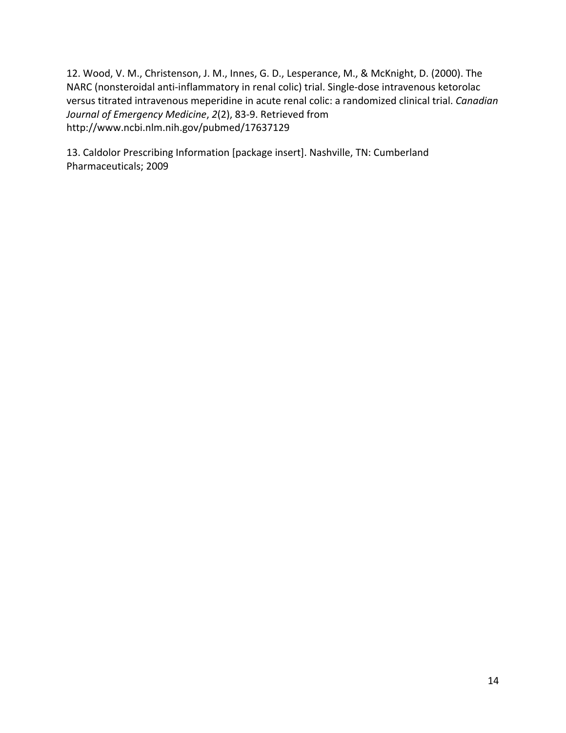12. Wood, V. M., Christenson, J. M., Innes, G. D., Lesperance, M., & McKnight, D. (2000). The NARC (nonsteroidal anti-inflammatory in renal colic) trial. Single-dose intravenous ketorolac versus titrated intravenous meperidine in acute renal colic: a randomized clinical trial. *Canadian Journal of Emergency Medicine*, *2*(2), 83-9. Retrieved from http://www.ncbi.nlm.nih.gov/pubmed/17637129

13. Caldolor Prescribing Information [package insert]. Nashville, TN: Cumberland Pharmaceuticals; 2009